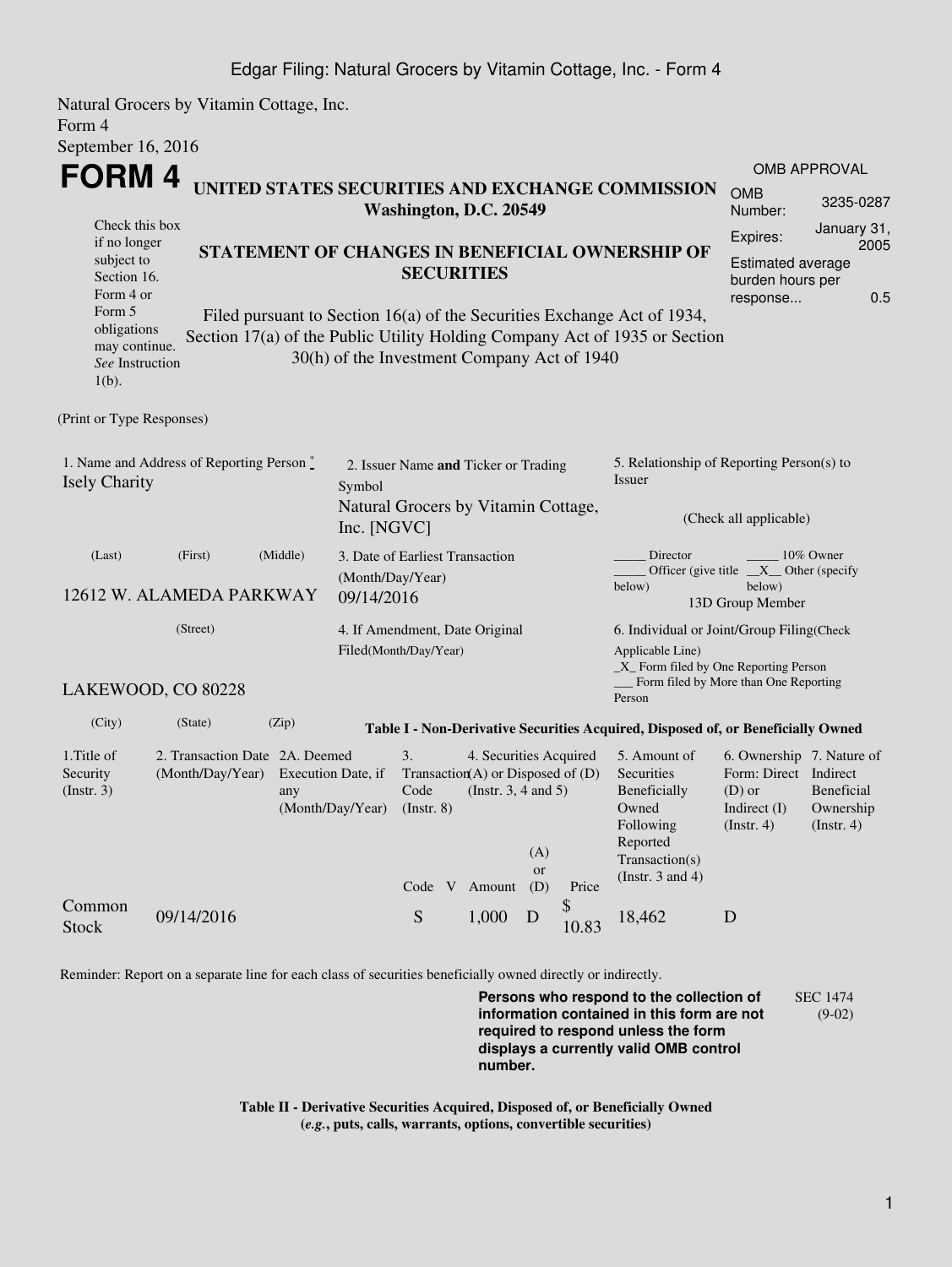Natural Grocers by Vitamin Cottage, Inc.
Form 4
September 16, 2016

# FORM 4

**UNITED STATES SECURITIES AND EXCHANGE COMMISSION**
**Washington, D.C. 20549**

| OMB APPROVAL | |
|---|---|
| OMB Number: | 3235-0287 |
| Expires: | January 31, 2005 |
| Estimated average burden hours per response... | 0.5 |

Check this box if no longer subject to Section 16. Form 4 or Form 5 obligations may continue. *See* Instruction 1(b).

## STATEMENT OF CHANGES IN BENEFICIAL OWNERSHIP OF SECURITIES

Filed pursuant to Section 16(a) of the Securities Exchange Act of 1934, Section 17(a) of the Public Utility Holding Company Act of 1935 or Section 30(h) of the Investment Company Act of 1940

(Print or Type Responses)

1. Name and Address of Reporting Person *
Isely Charity

(Last) (First) (Middle)

12612 W. ALAMEDA PARKWAY

(Street)

LAKEWOOD, CO 80228

(City) (State) (Zip)

2. Issuer Name **and** Ticker or Trading Symbol
Natural Grocers by Vitamin Cottage, Inc. [NGVC]

3. Date of Earliest Transaction (Month/Day/Year)
09/14/2016

4. If Amendment, Date Original Filed(Month/Day/Year)

5. Relationship of Reporting Person(s) to Issuer

(Check all applicable)

_____ Director _____ 10% Owner
_____ Officer (give title below) __X__ Other (specify below)
13D Group Member

6. Individual or Joint/Group Filing(Check Applicable Line)
_X_ Form filed by One Reporting Person
___ Form filed by More than One Reporting Person

**Table I - Non-Derivative Securities Acquired, Disposed of, or Beneficially Owned**

| 1.Title of Security (Instr. 3) | 2. Transaction Date (Month/Day/Year) | 2A. Deemed Execution Date, if any (Month/Day/Year) | 3. Transaction Code (Instr. 8) | | 4. Securities Acquired (A) or Disposed of (D) (Instr. 3, 4 and 5) | | | 5. Amount of Securities Beneficially Owned Following Reported Transaction(s) (Instr. 3 and 4) | 6. Ownership Form: Direct (D) or Indirect (I) (Instr. 4) | 7. Nature of Indirect Beneficial Ownership (Instr. 4) |
|---|---|---|---|---|---|---|---|---|---|---|
| | | | Code | V | Amount | (A) or (D) | Price | | | |
| Common Stock | 09/14/2016 | | S | | 1,000 | D | $ 10.83 | 18,462 | D | |

Reminder: Report on a separate line for each class of securities beneficially owned directly or indirectly.

**Persons who respond to the collection of information contained in this form are not required to respond unless the form displays a currently valid OMB control number.**

SEC 1474 (9-02)

**Table II - Derivative Securities Acquired, Disposed of, or Beneficially Owned**
**(*e.g.*, puts, calls, warrants, options, convertible securities)**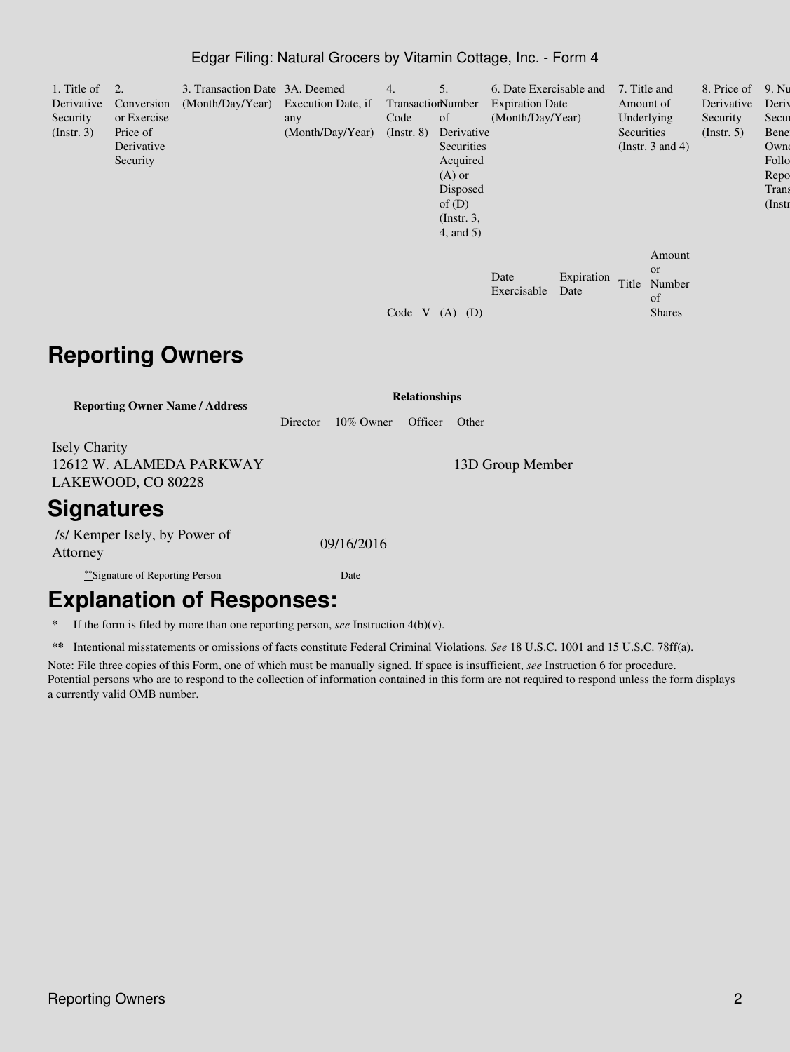| 1. Title of Derivative Security (Instr. 3) | 2. Conversion or Exercise Price of Derivative Security | 3. Transaction Date (Month/Day/Year) | 3A. Deemed Execution Date, if any (Month/Day/Year) | 4. Transaction Code (Instr. 8) | | 5. Number of Derivative Securities Acquired (A) or Disposed of (D) (Instr. 3, 4, and 5) | | 6. Date Exercisable and Expiration Date (Month/Day/Year) | | 7. Title and Amount of Underlying Securities (Instr. 3 and 4) | | 8. Price of Derivative Security (Instr. 5) | 9. Nu Deriv Secur Bene Own Follo Repo Trans (Instr |
|---|---|---|---|---|---|---|---|---|---|---|---|---|---|
| | | | | Code | V | (A) | (D) | Date Exercisable | Expiration Date | Title | Amount or Number of Shares | | |

# Reporting Owners

| Reporting Owner Name / Address | Relationships | | | |
|---|---|---|---|---|
| | Director | 10% Owner | Officer | Other |
| Isely Charity<br>12612 W. ALAMEDA PARKWAY<br>LAKEWOOD, CO 80228 | | | | 13D Group Member |

# Signatures

| /s/ Kemper Isely, by Power of Attorney | 09/16/2016 |
|---|---|
| **Signature of Reporting Person | Date |

# Explanation of Responses:

\* If the form is filed by more than one reporting person, *see* Instruction 4(b)(v).

\*\* Intentional misstatements or omissions of facts constitute Federal Criminal Violations. *See* 18 U.S.C. 1001 and 15 U.S.C. 78ff(a).

Note: File three copies of this Form, one of which must be manually signed. If space is insufficient, *see* Instruction 6 for procedure.

Potential persons who are to respond to the collection of information contained in this form are not required to respond unless the form displays a currently valid OMB number.